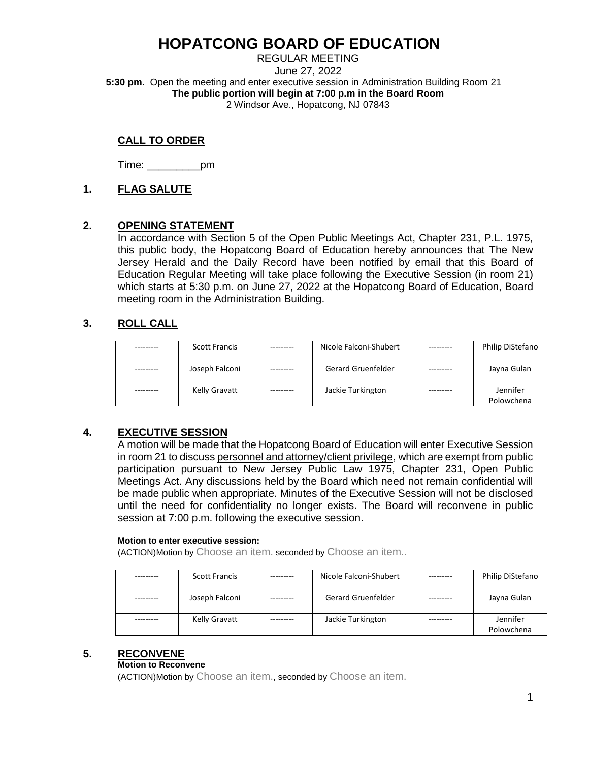# HOPATCONG BOARD OF EDUCATION

REGULAR MEETING
June 27, 2022
**5:30 pm.** Open the meeting and enter executive session in Administration Building Room 21
**The public portion will begin at 7:00 p.m in the Board Room**
2 Windsor Ave., Hopatcong, NJ 07843

## CALL TO ORDER

Time: _________pm

## 1. FLAG SALUTE

## 2. OPENING STATEMENT

In accordance with Section 5 of the Open Public Meetings Act, Chapter 231, P.L. 1975, this public body, the Hopatcong Board of Education hereby announces that The New Jersey Herald and the Daily Record have been notified by email that this Board of Education Regular Meeting will take place following the Executive Session (in room 21) which starts at 5:30 p.m. on June 27, 2022 at the Hopatcong Board of Education, Board meeting room in the Administration Building.

## 3. ROLL CALL

| | | | | | |
|---|---|---|---|---|---|
| --------- | Scott Francis | --------- | Nicole Falconi-Shubert | --------- | Philip DiStefano |
| --------- | Joseph Falconi | --------- | Gerard Gruenfelder | --------- | Jayna Gulan |
| --------- | Kelly Gravatt | --------- | Jackie Turkington | --------- | Jennifer Polowchena |

## 4. EXECUTIVE SESSION

A motion will be made that the Hopatcong Board of Education will enter Executive Session in room 21 to discuss personnel and attorney/client privilege, which are exempt from public participation pursuant to New Jersey Public Law 1975, Chapter 231, Open Public Meetings Act. Any discussions held by the Board which need not remain confidential will be made public when appropriate. Minutes of the Executive Session will not be disclosed until the need for confidentiality no longer exists. The Board will reconvene in public session at 7:00 p.m. following the executive session.

**Motion to enter executive session:**

(ACTION)Motion by Choose an item. seconded by Choose an item..

| | | | | | |
|---|---|---|---|---|---|
| --------- | Scott Francis | --------- | Nicole Falconi-Shubert | --------- | Philip DiStefano |
| --------- | Joseph Falconi | --------- | Gerard Gruenfelder | --------- | Jayna Gulan |
| --------- | Kelly Gravatt | --------- | Jackie Turkington | --------- | Jennifer Polowchena |

## 5. RECONVENE

**Motion to Reconvene**

(ACTION)Motion by Choose an item., seconded by Choose an item.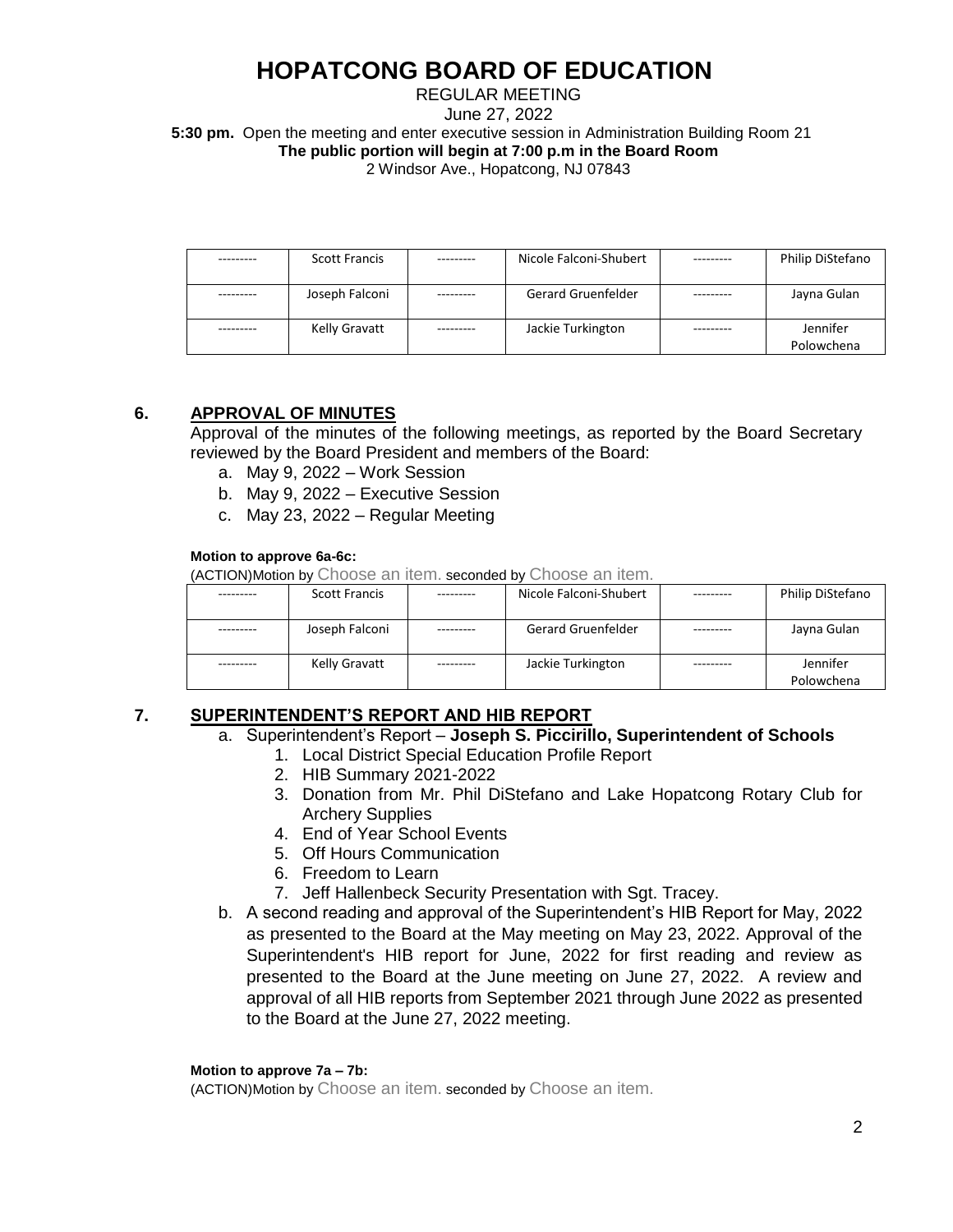# HOPATCONG BOARD OF EDUCATION

REGULAR MEETING
June 27, 2022
**5:30 pm.** Open the meeting and enter executive session in Administration Building Room 21
**The public portion will begin at 7:00 p.m in the Board Room**
2 Windsor Ave., Hopatcong, NJ 07843

| | | | | | |
|---|---|---|---|---|---|
| --------- | Scott Francis | --------- | Nicole Falconi-Shubert | --------- | Philip DiStefano |
| --------- | Joseph Falconi | --------- | Gerard Gruenfelder | --------- | Jayna Gulan |
| --------- | Kelly Gravatt | --------- | Jackie Turkington | --------- | Jennifer Polowchena |

## 6. APPROVAL OF MINUTES

Approval of the minutes of the following meetings, as reported by the Board Secretary reviewed by the Board President and members of the Board:

a. May 9, 2022 – Work Session
b. May 9, 2022 – Executive Session
c. May 23, 2022 – Regular Meeting

**Motion to approve 6a-6c:**
(ACTION)Motion by Choose an item. seconded by Choose an item.

| | | | | | |
|---|---|---|---|---|---|
| --------- | Scott Francis | --------- | Nicole Falconi-Shubert | --------- | Philip DiStefano |
| --------- | Joseph Falconi | --------- | Gerard Gruenfelder | --------- | Jayna Gulan |
| --------- | Kelly Gravatt | --------- | Jackie Turkington | --------- | Jennifer Polowchena |

## 7. SUPERINTENDENT'S REPORT AND HIB REPORT

a. Superintendent's Report – **Joseph S. Piccirillo, Superintendent of Schools**
   1. Local District Special Education Profile Report
   2. HIB Summary 2021-2022
   3. Donation from Mr. Phil DiStefano and Lake Hopatcong Rotary Club for Archery Supplies
   4. End of Year School Events
   5. Off Hours Communication
   6. Freedom to Learn
   7. Jeff Hallenbeck Security Presentation with Sgt. Tracey.

b. A second reading and approval of the Superintendent's HIB Report for May, 2022 as presented to the Board at the May meeting on May 23, 2022. Approval of the Superintendent's HIB report for June, 2022 for first reading and review as presented to the Board at the June meeting on June 27, 2022. A review and approval of all HIB reports from September 2021 through June 2022 as presented to the Board at the June 27, 2022 meeting.

**Motion to approve 7a – 7b:**
(ACTION)Motion by Choose an item. seconded by Choose an item.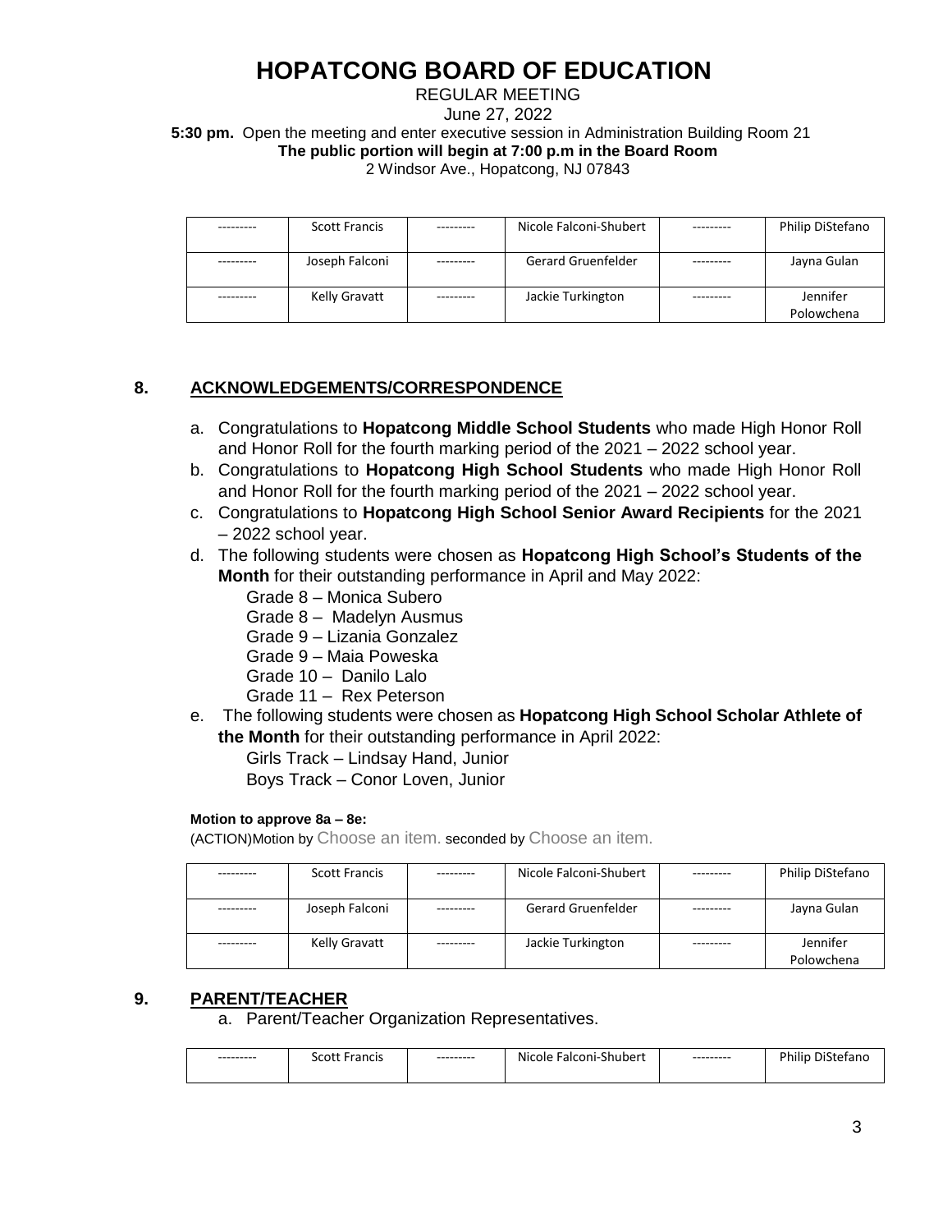# HOPATCONG BOARD OF EDUCATION

REGULAR MEETING

June 27, 2022

**5:30 pm.** Open the meeting and enter executive session in Administration Building Room 21

**The public portion will begin at 7:00 p.m in the Board Room**

2 Windsor Ave., Hopatcong, NJ 07843

| | | | | | |
|---|---|---|---|---|---|
| --------- | Scott Francis | --------- | Nicole Falconi-Shubert | --------- | Philip DiStefano |
| --------- | Joseph Falconi | --------- | Gerard Gruenfelder | --------- | Jayna Gulan |
| --------- | Kelly Gravatt | --------- | Jackie Turkington | --------- | Jennifer Polowchena |

## 8. ACKNOWLEDGEMENTS/CORRESPONDENCE

a. Congratulations to **Hopatcong Middle School Students** who made High Honor Roll and Honor Roll for the fourth marking period of the 2021 – 2022 school year.

b. Congratulations to **Hopatcong High School Students** who made High Honor Roll and Honor Roll for the fourth marking period of the 2021 – 2022 school year.

c. Congratulations to **Hopatcong High School Senior Award Recipients** for the 2021 – 2022 school year.

d. The following students were chosen as **Hopatcong High School's Students of the Month** for their outstanding performance in April and May 2022:

Grade 8 – Monica Subero
Grade 8 – Madelyn Ausmus
Grade 9 – Lizania Gonzalez
Grade 9 – Maia Poweska
Grade 10 – Danilo Lalo
Grade 11 – Rex Peterson

e. The following students were chosen as **Hopatcong High School Scholar Athlete of the Month** for their outstanding performance in April 2022:

Girls Track – Lindsay Hand, Junior
Boys Track – Conor Loven, Junior

**Motion to approve 8a – 8e:**

(ACTION)Motion by Choose an item. seconded by Choose an item.

| | | | | | |
|---|---|---|---|---|---|
| --------- | Scott Francis | --------- | Nicole Falconi-Shubert | --------- | Philip DiStefano |
| --------- | Joseph Falconi | --------- | Gerard Gruenfelder | --------- | Jayna Gulan |
| --------- | Kelly Gravatt | --------- | Jackie Turkington | --------- | Jennifer Polowchena |

## 9. PARENT/TEACHER

a. Parent/Teacher Organization Representatives.

| | | | | | |
|---|---|---|---|---|---|
| --------- | Scott Francis | --------- | Nicole Falconi-Shubert | --------- | Philip DiStefano |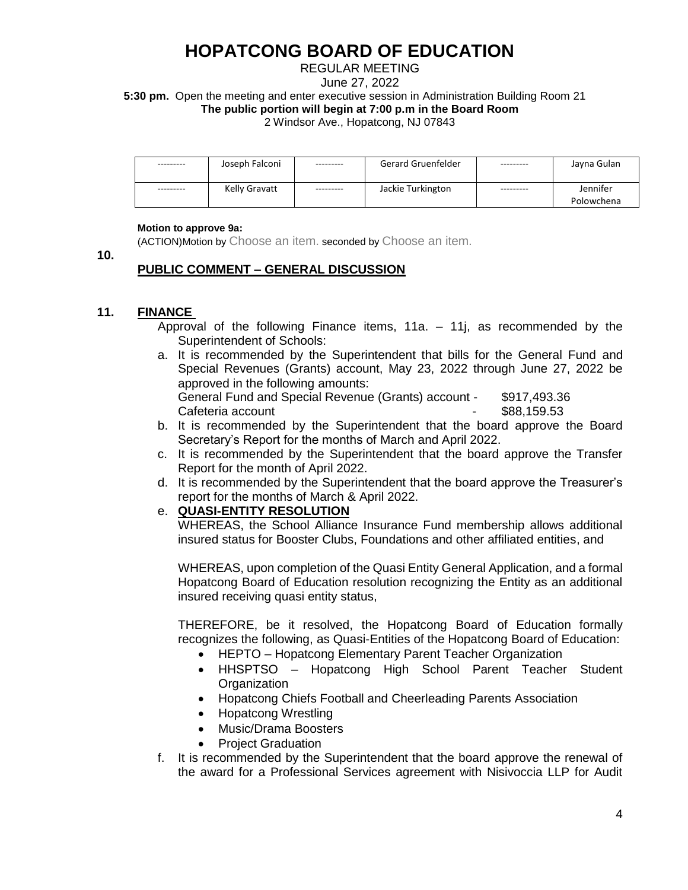# HOPATCONG BOARD OF EDUCATION

REGULAR MEETING
June 27, 2022
**5:30 pm.** Open the meeting and enter executive session in Administration Building Room 21
**The public portion will begin at 7:00 p.m in the Board Room**
2 Windsor Ave., Hopatcong, NJ 07843

| | | | | | |
|---|---|---|---|---|---|
| --------- | Joseph Falconi | --------- | Gerard Gruenfelder | --------- | Jayna Gulan |
| --------- | Kelly Gravatt | --------- | Jackie Turkington | --------- | Jennifer Polowchena |

**Motion to approve 9a:**
(ACTION)Motion by Choose an item. seconded by Choose an item.

**10.** **PUBLIC COMMENT – GENERAL DISCUSSION**

**11.** **FINANCE**

Approval of the following Finance items, 11a. – 11j, as recommended by the Superintendent of Schools:

a. It is recommended by the Superintendent that bills for the General Fund and Special Revenues (Grants) account, May 23, 2022 through June 27, 2022 be approved in the following amounts:
General Fund and Special Revenue (Grants) account - $917,493.36
Cafeteria account - $88,159.53

b. It is recommended by the Superintendent that the board approve the Board Secretary's Report for the months of March and April 2022.

c. It is recommended by the Superintendent that the board approve the Transfer Report for the month of April 2022.

d. It is recommended by the Superintendent that the board approve the Treasurer's report for the months of March & April 2022.

e. **QUASI-ENTITY RESOLUTION**

WHEREAS, the School Alliance Insurance Fund membership allows additional insured status for Booster Clubs, Foundations and other affiliated entities, and

WHEREAS, upon completion of the Quasi Entity General Application, and a formal Hopatcong Board of Education resolution recognizing the Entity as an additional insured receiving quasi entity status,

THEREFORE, be it resolved, the Hopatcong Board of Education formally recognizes the following, as Quasi-Entities of the Hopatcong Board of Education:

- HEPTO – Hopatcong Elementary Parent Teacher Organization
- HHSPTSO – Hopatcong High School Parent Teacher Student Organization
- Hopatcong Chiefs Football and Cheerleading Parents Association
- Hopatcong Wrestling
- Music/Drama Boosters
- Project Graduation

f. It is recommended by the Superintendent that the board approve the renewal of the award for a Professional Services agreement with Nisivoccia LLP for Audit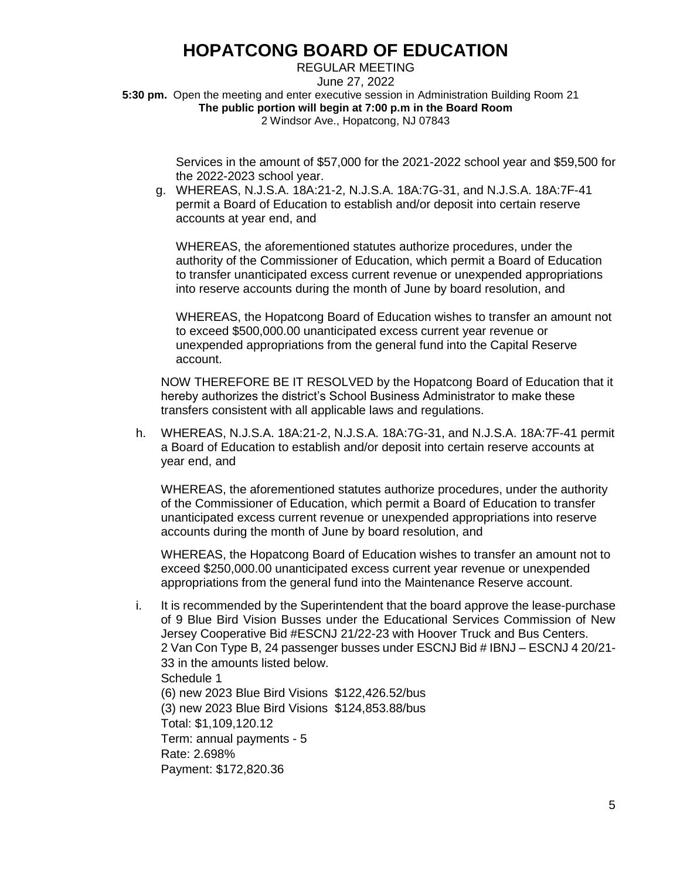# HOPATCONG BOARD OF EDUCATION

REGULAR MEETING
June 27, 2022
**5:30 pm.** Open the meeting and enter executive session in Administration Building Room 21
**The public portion will begin at 7:00 p.m in the Board Room**
2 Windsor Ave., Hopatcong, NJ 07843

Services in the amount of $57,000 for the 2021-2022 school year and $59,500 for the 2022-2023 school year.

g. WHEREAS, N.J.S.A. 18A:21-2, N.J.S.A. 18A:7G-31, and N.J.S.A. 18A:7F-41 permit a Board of Education to establish and/or deposit into certain reserve accounts at year end, and

   WHEREAS, the aforementioned statutes authorize procedures, under the authority of the Commissioner of Education, which permit a Board of Education to transfer unanticipated excess current revenue or unexpended appropriations into reserve accounts during the month of June by board resolution, and

   WHEREAS, the Hopatcong Board of Education wishes to transfer an amount not to exceed $500,000.00 unanticipated excess current year revenue or unexpended appropriations from the general fund into the Capital Reserve account.

   NOW THEREFORE BE IT RESOLVED by the Hopatcong Board of Education that it hereby authorizes the district's School Business Administrator to make these transfers consistent with all applicable laws and regulations.

h. WHEREAS, N.J.S.A. 18A:21-2, N.J.S.A. 18A:7G-31, and N.J.S.A. 18A:7F-41 permit a Board of Education to establish and/or deposit into certain reserve accounts at year end, and

   WHEREAS, the aforementioned statutes authorize procedures, under the authority of the Commissioner of Education, which permit a Board of Education to transfer unanticipated excess current revenue or unexpended appropriations into reserve accounts during the month of June by board resolution, and

   WHEREAS, the Hopatcong Board of Education wishes to transfer an amount not to exceed $250,000.00 unanticipated excess current year revenue or unexpended appropriations from the general fund into the Maintenance Reserve account.

i. It is recommended by the Superintendent that the board approve the lease-purchase of 9 Blue Bird Vision Busses under the Educational Services Commission of New Jersey Cooperative Bid #ESCNJ 21/22-23 with Hoover Truck and Bus Centers. 2 Van Con Type B, 24 passenger busses under ESCNJ Bid # IBNJ – ESCNJ 4 20/21-33 in the amounts listed below.
   Schedule 1
   (6) new 2023 Blue Bird Visions $122,426.52/bus
   (3) new 2023 Blue Bird Visions $124,853.88/bus
   Total: $1,109,120.12
   Term: annual payments - 5
   Rate: 2.698%
   Payment: $172,820.36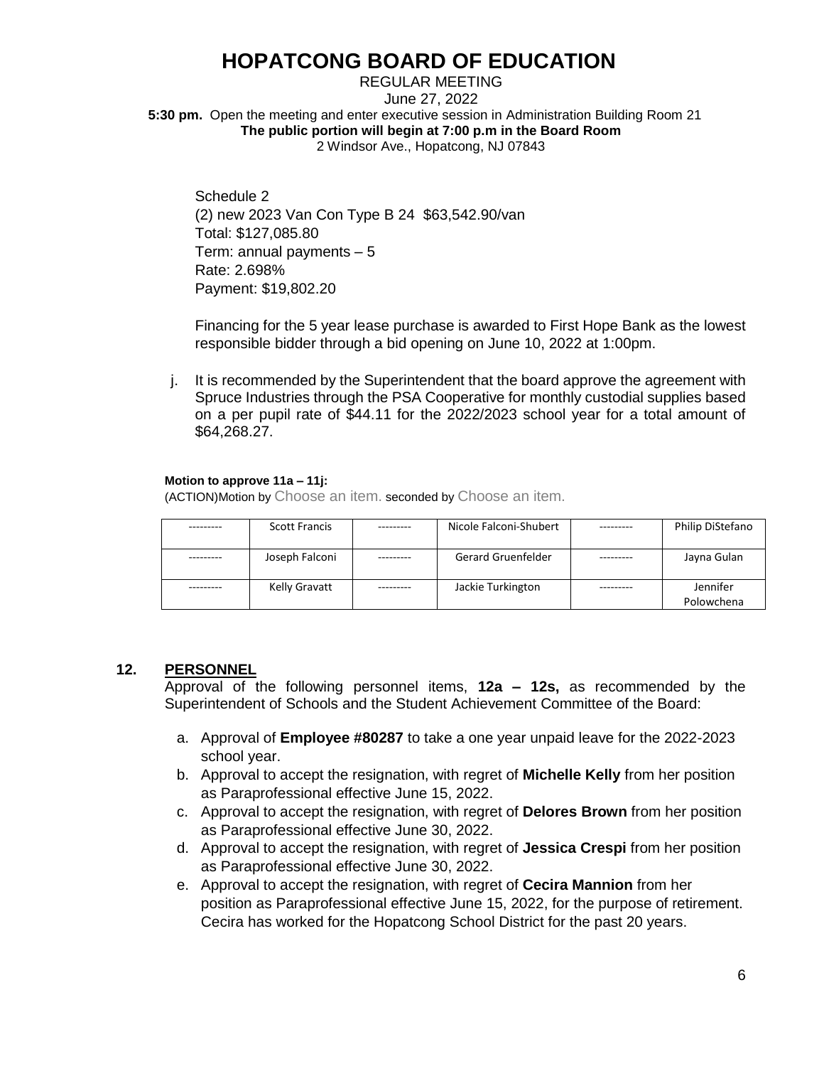# HOPATCONG BOARD OF EDUCATION

REGULAR MEETING
June 27, 2022
**5:30 pm.** Open the meeting and enter executive session in Administration Building Room 21
**The public portion will begin at 7:00 p.m in the Board Room**
2 Windsor Ave., Hopatcong, NJ 07843

Schedule 2
(2) new 2023 Van Con Type B 24 $63,542.90/van
Total: $127,085.80
Term: annual payments – 5
Rate: 2.698%
Payment: $19,802.20

Financing for the 5 year lease purchase is awarded to First Hope Bank as the lowest responsible bidder through a bid opening on June 10, 2022 at 1:00pm.

j. It is recommended by the Superintendent that the board approve the agreement with Spruce Industries through the PSA Cooperative for monthly custodial supplies based on a per pupil rate of $44.11 for the 2022/2023 school year for a total amount of $64,268.27.

**Motion to approve 11a – 11j:**
(ACTION)Motion by Choose an item. seconded by Choose an item.

| | | | | | |
|---|---|---|---|---|---|
| --------- | Scott Francis | --------- | Nicole Falconi-Shubert | --------- | Philip DiStefano |
| --------- | Joseph Falconi | --------- | Gerard Gruenfelder | --------- | Jayna Gulan |
| --------- | Kelly Gravatt | --------- | Jackie Turkington | --------- | Jennifer Polowchena |

## 12. PERSONNEL

Approval of the following personnel items, **12a – 12s,** as recommended by the Superintendent of Schools and the Student Achievement Committee of the Board:

a. Approval of **Employee #80287** to take a one year unpaid leave for the 2022-2023 school year.
b. Approval to accept the resignation, with regret of **Michelle Kelly** from her position as Paraprofessional effective June 15, 2022.
c. Approval to accept the resignation, with regret of **Delores Brown** from her position as Paraprofessional effective June 30, 2022.
d. Approval to accept the resignation, with regret of **Jessica Crespi** from her position as Paraprofessional effective June 30, 2022.
e. Approval to accept the resignation, with regret of **Cecira Mannion** from her position as Paraprofessional effective June 15, 2022, for the purpose of retirement. Cecira has worked for the Hopatcong School District for the past 20 years.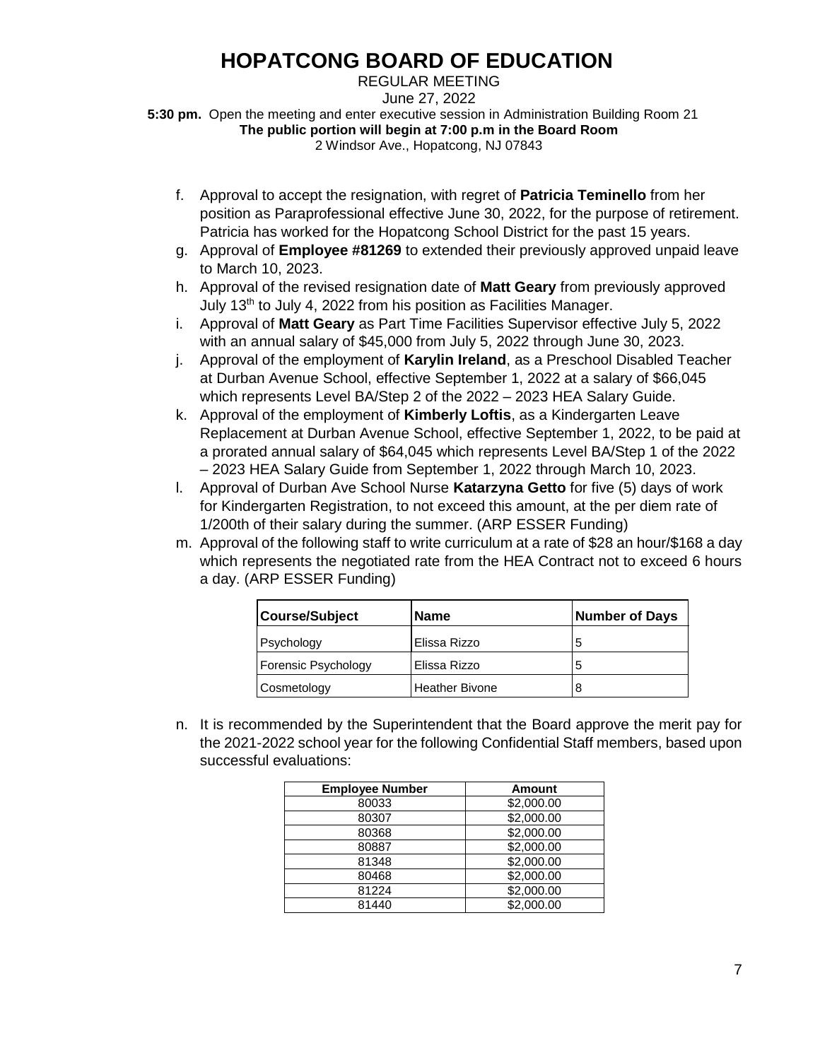# HOPATCONG BOARD OF EDUCATION

REGULAR MEETING
June 27, 2022
**5:30 pm.** Open the meeting and enter executive session in Administration Building Room 21
**The public portion will begin at 7:00 p.m in the Board Room**
2 Windsor Ave., Hopatcong, NJ 07843

f. Approval to accept the resignation, with regret of **Patricia Teminello** from her position as Paraprofessional effective June 30, 2022, for the purpose of retirement. Patricia has worked for the Hopatcong School District for the past 15 years.

g. Approval of **Employee #81269** to extended their previously approved unpaid leave to March 10, 2023.

h. Approval of the revised resignation date of **Matt Geary** from previously approved July 13th to July 4, 2022 from his position as Facilities Manager.

i. Approval of **Matt Geary** as Part Time Facilities Supervisor effective July 5, 2022 with an annual salary of $45,000 from July 5, 2022 through June 30, 2023.

j. Approval of the employment of **Karylin Ireland**, as a Preschool Disabled Teacher at Durban Avenue School, effective September 1, 2022 at a salary of $66,045 which represents Level BA/Step 2 of the 2022 – 2023 HEA Salary Guide.

k. Approval of the employment of **Kimberly Loftis**, as a Kindergarten Leave Replacement at Durban Avenue School, effective September 1, 2022, to be paid at a prorated annual salary of $64,045 which represents Level BA/Step 1 of the 2022 – 2023 HEA Salary Guide from September 1, 2022 through March 10, 2023.

l. Approval of Durban Ave School Nurse **Katarzyna Getto** for five (5) days of work for Kindergarten Registration, to not exceed this amount, at the per diem rate of 1/200th of their salary during the summer. (ARP ESSER Funding)

m. Approval of the following staff to write curriculum at a rate of $28 an hour/$168 a day which represents the negotiated rate from the HEA Contract not to exceed 6 hours a day. (ARP ESSER Funding)

| Course/Subject | Name | Number of Days |
|---|---|---|
| Psychology | Elissa Rizzo | 5 |
| Forensic Psychology | Elissa Rizzo | 5 |
| Cosmetology | Heather Bivone | 8 |

n. It is recommended by the Superintendent that the Board approve the merit pay for the 2021-2022 school year for the following Confidential Staff members, based upon successful evaluations:

| Employee Number | Amount |
|---|---|
| 80033 | $2,000.00 |
| 80307 | $2,000.00 |
| 80368 | $2,000.00 |
| 80887 | $2,000.00 |
| 81348 | $2,000.00 |
| 80468 | $2,000.00 |
| 81224 | $2,000.00 |
| 81440 | $2,000.00 |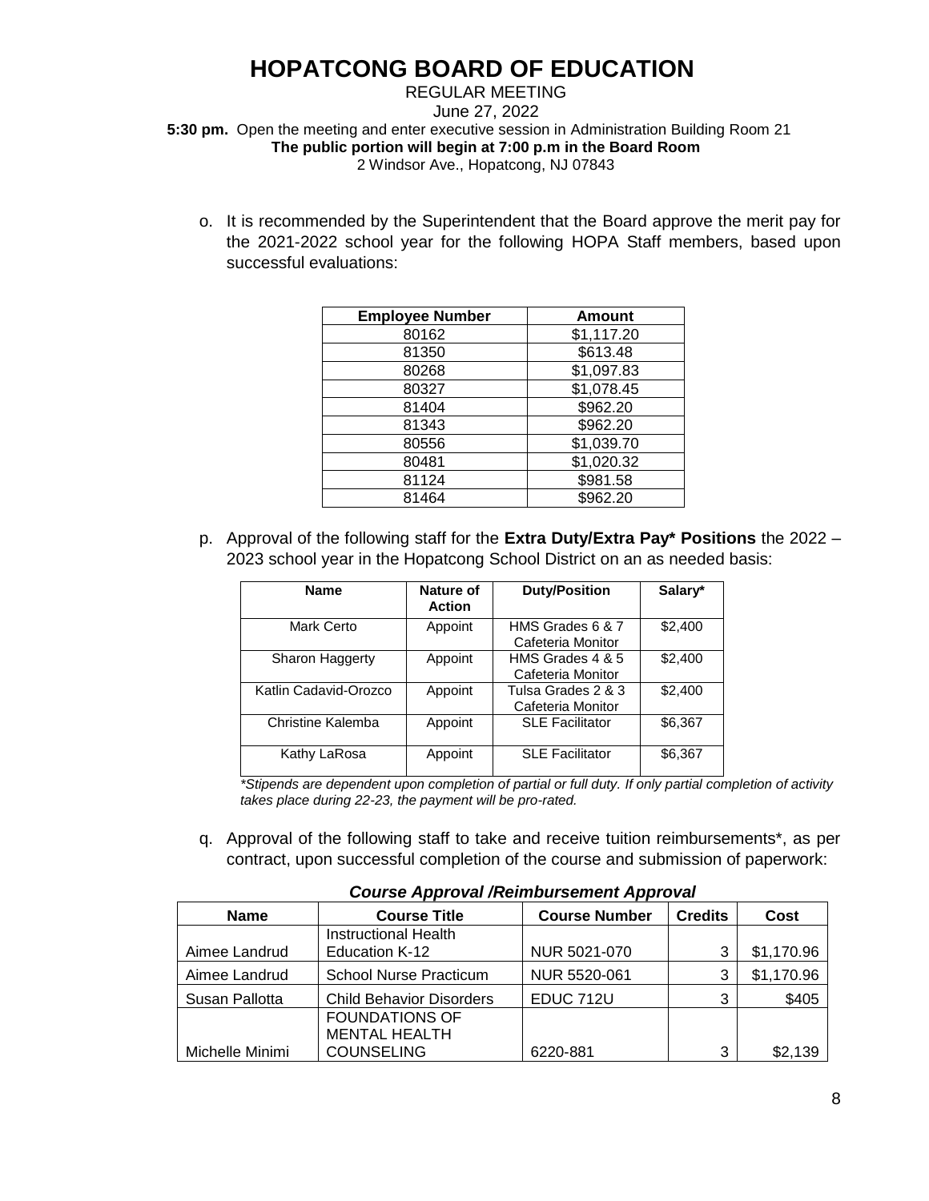# HOPATCONG BOARD OF EDUCATION

REGULAR MEETING

June 27, 2022

**5:30 pm.** Open the meeting and enter executive session in Administration Building Room 21

**The public portion will begin at 7:00 p.m in the Board Room**

2 Windsor Ave., Hopatcong, NJ 07843

o. It is recommended by the Superintendent that the Board approve the merit pay for the 2021-2022 school year for the following HOPA Staff members, based upon successful evaluations:

| Employee Number | Amount |
|---|---|
| 80162 | $1,117.20 |
| 81350 | $613.48 |
| 80268 | $1,097.83 |
| 80327 | $1,078.45 |
| 81404 | $962.20 |
| 81343 | $962.20 |
| 80556 | $1,039.70 |
| 80481 | $1,020.32 |
| 81124 | $981.58 |
| 81464 | $962.20 |

p. Approval of the following staff for the **Extra Duty/Extra Pay* Positions** the 2022 – 2023 school year in the Hopatcong School District on an as needed basis:

| Name | Nature of Action | Duty/Position | Salary* |
|---|---|---|---|
| Mark Certo | Appoint | HMS Grades 6 & 7 Cafeteria Monitor | $2,400 |
| Sharon Haggerty | Appoint | HMS Grades 4 & 5 Cafeteria Monitor | $2,400 |
| Katlin Cadavid-Orozco | Appoint | Tulsa Grades 2 & 3 Cafeteria Monitor | $2,400 |
| Christine Kalemba | Appoint | SLE Facilitator | $6,367 |
| Kathy LaRosa | Appoint | SLE Facilitator | $6,367 |

*\*Stipends are dependent upon completion of partial or full duty. If only partial completion of activity takes place during 22-23, the payment will be pro-rated.*

q. Approval of the following staff to take and receive tuition reimbursements*, as per contract, upon successful completion of the course and submission of paperwork:

***Course Approval /Reimbursement Approval***

| Name | Course Title | Course Number | Credits | Cost |
|---|---|---|---|---|
| Aimee Landrud | Instructional Health Education K-12 | NUR 5021-070 | 3 | $1,170.96 |
| Aimee Landrud | School Nurse Practicum | NUR 5520-061 | 3 | $1,170.96 |
| Susan Pallotta | Child Behavior Disorders | EDUC 712U | 3 | $405 |
| Michelle Minimi | FOUNDATIONS OF MENTAL HEALTH COUNSELING | 6220-881 | 3 | $2,139 |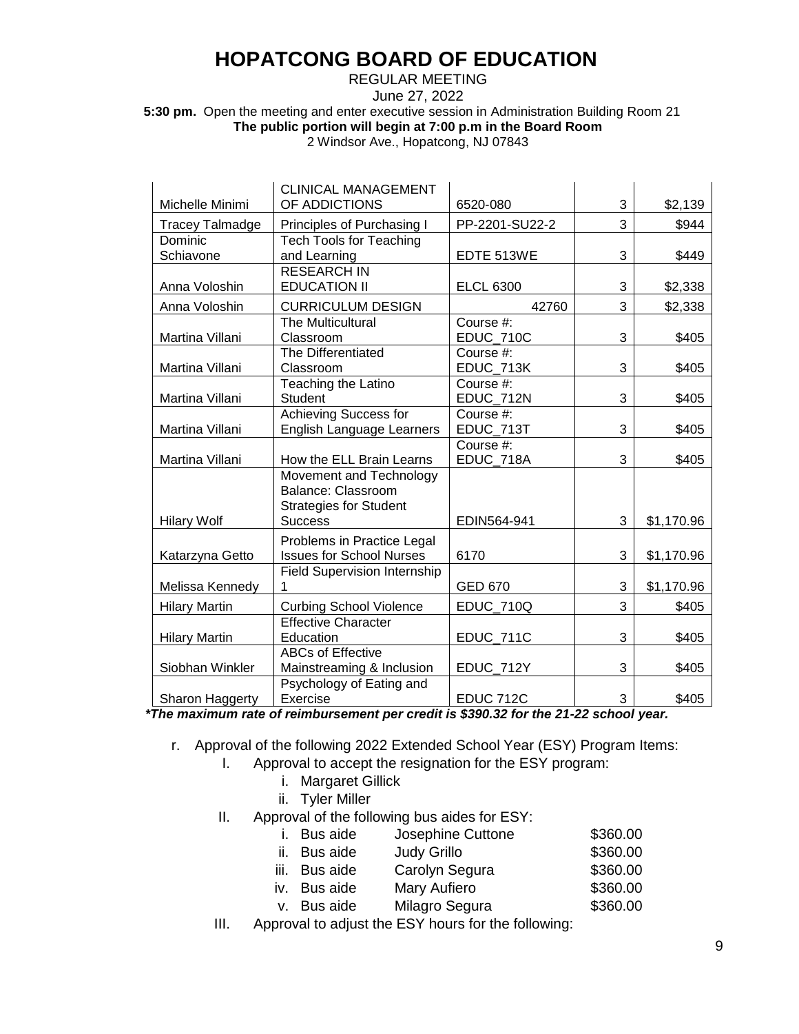# HOPATCONG BOARD OF EDUCATION

REGULAR MEETING
June 27, 2022
**5:30 pm.** Open the meeting and enter executive session in Administration Building Room 21
**The public portion will begin at 7:00 p.m in the Board Room**
2 Windsor Ave., Hopatcong, NJ 07843

| | | | | |
|---|---|---|---|---|
| Michelle Minimi | CLINICAL MANAGEMENT OF ADDICTIONS | 6520-080 | 3 | $2,139 |
| Tracey Talmadge | Principles of Purchasing I | PP-2201-SU22-2 | 3 | $944 |
| Dominic Schiavone | Tech Tools for Teaching and Learning | EDTE 513WE | 3 | $449 |
| Anna Voloshin | RESEARCH IN EDUCATION II | ELCL 6300 | 3 | $2,338 |
| Anna Voloshin | CURRICULUM DESIGN | 42760 | 3 | $2,338 |
| Martina Villani | The Multicultural Classroom | Course #: EDUC_710C | 3 | $405 |
| Martina Villani | The Differentiated Classroom | Course #: EDUC_713K | 3 | $405 |
| Martina Villani | Teaching the Latino Student | Course #: EDUC_712N | 3 | $405 |
| Martina Villani | Achieving Success for English Language Learners | Course #: EDUC_713T | 3 | $405 |
| Martina Villani | How the ELL Brain Learns | Course #: EDUC_718A | 3 | $405 |
| Hilary Wolf | Movement and Technology Balance: Classroom Strategies for Student Success | EDIN564-941 | 3 | $1,170.96 |
| Katarzyna Getto | Problems in Practice Legal Issues for School Nurses | 6170 | 3 | $1,170.96 |
| Melissa Kennedy | Field Supervision Internship 1 | GED 670 | 3 | $1,170.96 |
| Hilary Martin | Curbing School Violence | EDUC_710Q | 3 | $405 |
| Hilary Martin | Effective Character Education | EDUC_711C | 3 | $405 |
| Siobhan Winkler | ABCs of Effective Mainstreaming & Inclusion | EDUC_712Y | 3 | $405 |
| Sharon Haggerty | Psychology of Eating and Exercise | EDUC 712C | 3 | $405 |

***The maximum rate of reimbursement per credit is $390.32 for the 21-22 school year.***

r. Approval of the following 2022 Extended School Year (ESY) Program Items:

I. Approval to accept the resignation for the ESY program:
   - i. Margaret Gillick
   - ii. Tyler Miller

II. Approval of the following bus aides for ESY:

| | | | |
|---|---|---|---|
| i. | Bus aide | Josephine Cuttone | $360.00 |
| ii. | Bus aide | Judy Grillo | $360.00 |
| iii. | Bus aide | Carolyn Segura | $360.00 |
| iv. | Bus aide | Mary Aufiero | $360.00 |
| v. | Bus aide | Milagro Segura | $360.00 |

III. Approval to adjust the ESY hours for the following: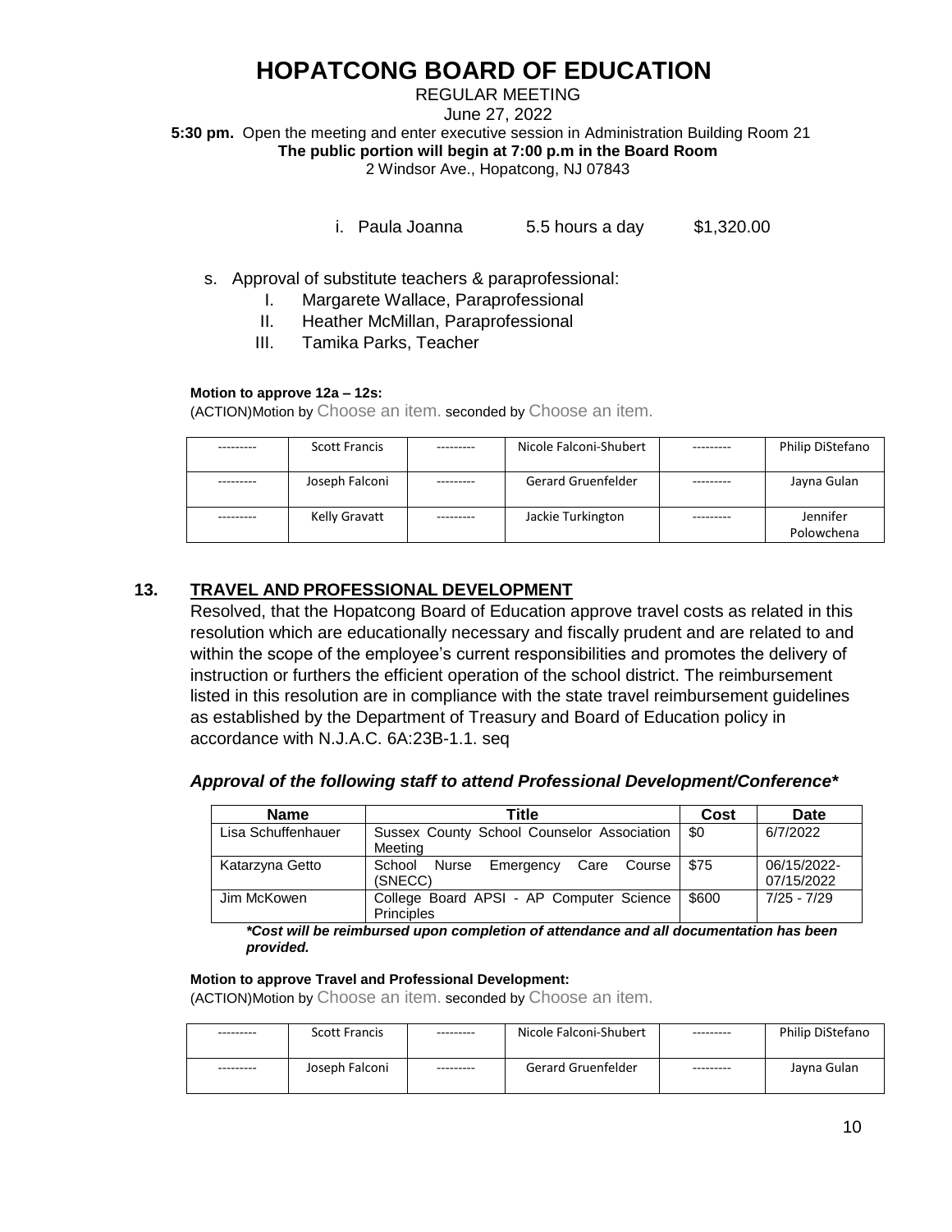# HOPATCONG BOARD OF EDUCATION

REGULAR MEETING
June 27, 2022
**5:30 pm.** Open the meeting and enter executive session in Administration Building Room 21
**The public portion will begin at 7:00 p.m in the Board Room**
2 Windsor Ave., Hopatcong, NJ 07843

i. Paula Joanna 5.5 hours a day $1,320.00

s. Approval of substitute teachers & paraprofessional:
   I. Margarete Wallace, Paraprofessional
   II. Heather McMillan, Paraprofessional
   III. Tamika Parks, Teacher

**Motion to approve 12a – 12s:**
(ACTION)Motion by Choose an item. seconded by Choose an item.

| | | | | | |
|---|---|---|---|---|---|
| --------- | Scott Francis | --------- | Nicole Falconi-Shubert | --------- | Philip DiStefano |
| --------- | Joseph Falconi | --------- | Gerard Gruenfelder | --------- | Jayna Gulan |
| --------- | Kelly Gravatt | --------- | Jackie Turkington | --------- | Jennifer Polowchena |

## 13. TRAVEL AND PROFESSIONAL DEVELOPMENT

Resolved, that the Hopatcong Board of Education approve travel costs as related in this resolution which are educationally necessary and fiscally prudent and are related to and within the scope of the employee's current responsibilities and promotes the delivery of instruction or furthers the efficient operation of the school district. The reimbursement listed in this resolution are in compliance with the state travel reimbursement guidelines as established by the Department of Treasury and Board of Education policy in accordance with N.J.A.C. 6A:23B-1.1. seq

***Approval of the following staff to attend Professional Development/Conference****

| Name | Title | Cost | Date |
|---|---|---|---|
| Lisa Schuffenhauer | Sussex County School Counselor Association Meeting | $0 | 6/7/2022 |
| Katarzyna Getto | School Nurse Emergency Care Course (SNECC) | $75 | 06/15/2022-07/15/2022 |
| Jim McKowen | College Board APSI - AP Computer Science Principles | $600 | 7/25 - 7/29 |

***Cost will be reimbursed upon completion of attendance and all documentation has been provided.***

**Motion to approve Travel and Professional Development:**
(ACTION)Motion by Choose an item. seconded by Choose an item.

| | | | | | |
|---|---|---|---|---|---|
| --------- | Scott Francis | --------- | Nicole Falconi-Shubert | --------- | Philip DiStefano |
| --------- | Joseph Falconi | --------- | Gerard Gruenfelder | --------- | Jayna Gulan |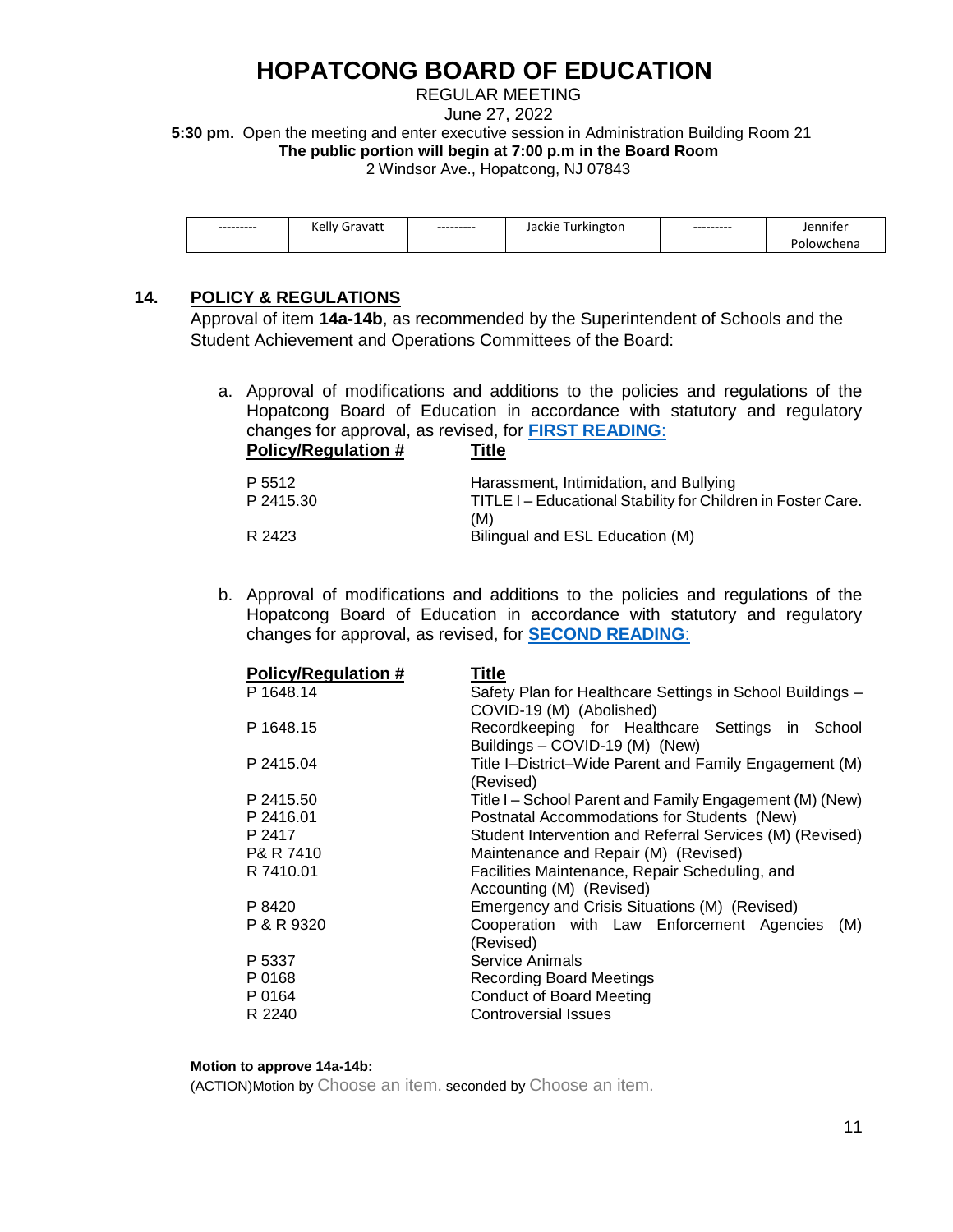# HOPATCONG BOARD OF EDUCATION

REGULAR MEETING
June 27, 2022
**5:30 pm.** Open the meeting and enter executive session in Administration Building Room 21
**The public portion will begin at 7:00 p.m in the Board Room**
2 Windsor Ave., Hopatcong, NJ 07843

| --------- | Kelly Gravatt | --------- | Jackie Turkington | --------- | Jennifer Polowchena |
|---|---|---|---|---|---|

## 14. POLICY & REGULATIONS

Approval of item **14a-14b**, as recommended by the Superintendent of Schools and the Student Achievement and Operations Committees of the Board:

a. Approval of modifications and additions to the policies and regulations of the Hopatcong Board of Education in accordance with statutory and regulatory changes for approval, as revised, for **FIRST READING**:

| Policy/Regulation # | Title |
|---|---|
| P 5512 | Harassment, Intimidation, and Bullying |
| P 2415.30 | TITLE I – Educational Stability for Children in Foster Care. (M) |
| R 2423 | Bilingual and ESL Education (M) |

b. Approval of modifications and additions to the policies and regulations of the Hopatcong Board of Education in accordance with statutory and regulatory changes for approval, as revised, for **SECOND READING**:

| Policy/Regulation # | Title |
|---|---|
| P 1648.14 | Safety Plan for Healthcare Settings in School Buildings – COVID-19 (M) (Abolished) |
| P 1648.15 | Recordkeeping for Healthcare Settings in School Buildings – COVID-19 (M) (New) |
| P 2415.04 | Title I–District–Wide Parent and Family Engagement (M) (Revised) |
| P 2415.50 | Title I – School Parent and Family Engagement (M) (New) |
| P 2416.01 | Postnatal Accommodations for Students (New) |
| P 2417 | Student Intervention and Referral Services (M) (Revised) |
| P& R 7410 | Maintenance and Repair (M) (Revised) |
| R 7410.01 | Facilities Maintenance, Repair Scheduling, and Accounting (M) (Revised) |
| P 8420 | Emergency and Crisis Situations (M) (Revised) |
| P & R 9320 | Cooperation with Law Enforcement Agencies (M) (Revised) |
| P 5337 | Service Animals |
| P 0168 | Recording Board Meetings |
| P 0164 | Conduct of Board Meeting |
| R 2240 | Controversial Issues |

**Motion to approve 14a-14b:**
(ACTION)Motion by Choose an item. seconded by Choose an item.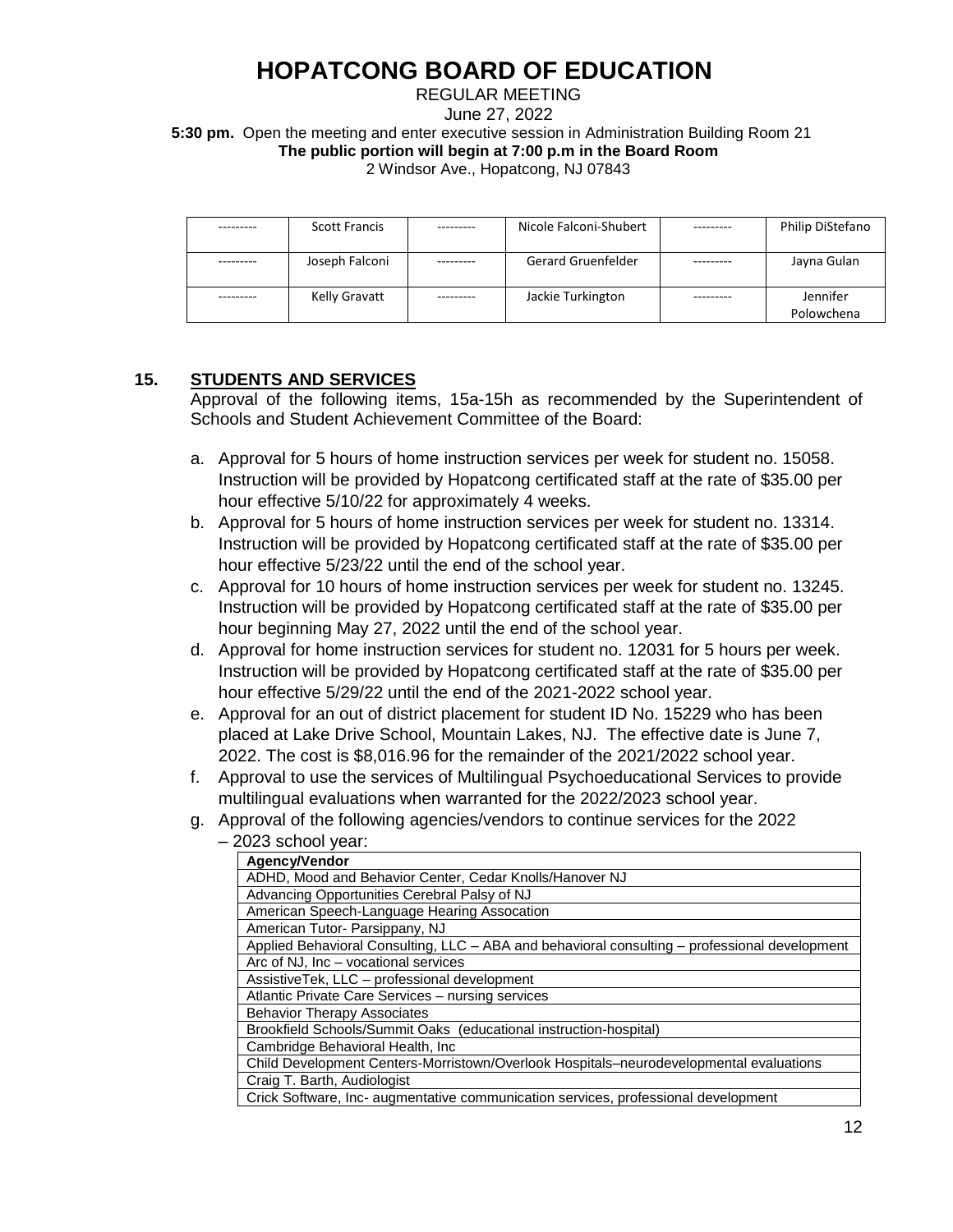# HOPATCONG BOARD OF EDUCATION

REGULAR MEETING

June 27, 2022

**5:30 pm.** Open the meeting and enter executive session in Administration Building Room 21

**The public portion will begin at 7:00 p.m in the Board Room**

2 Windsor Ave., Hopatcong, NJ 07843

| | | | | | |
|---|---|---|---|---|---|
| --------- | Scott Francis | --------- | Nicole Falconi-Shubert | --------- | Philip DiStefano |
| --------- | Joseph Falconi | --------- | Gerard Gruenfelder | --------- | Jayna Gulan |
| --------- | Kelly Gravatt | --------- | Jackie Turkington | --------- | Jennifer Polowchena |

## 15. STUDENTS AND SERVICES

Approval of the following items, 15a-15h as recommended by the Superintendent of Schools and Student Achievement Committee of the Board:

a. Approval for 5 hours of home instruction services per week for student no. 15058. Instruction will be provided by Hopatcong certificated staff at the rate of $35.00 per hour effective 5/10/22 for approximately 4 weeks.

b. Approval for 5 hours of home instruction services per week for student no. 13314. Instruction will be provided by Hopatcong certificated staff at the rate of $35.00 per hour effective 5/23/22 until the end of the school year.

c. Approval for 10 hours of home instruction services per week for student no. 13245. Instruction will be provided by Hopatcong certificated staff at the rate of $35.00 per hour beginning May 27, 2022 until the end of the school year.

d. Approval for home instruction services for student no. 12031 for 5 hours per week. Instruction will be provided by Hopatcong certificated staff at the rate of $35.00 per hour effective 5/29/22 until the end of the 2021-2022 school year.

e. Approval for an out of district placement for student ID No. 15229 who has been placed at Lake Drive School, Mountain Lakes, NJ. The effective date is June 7, 2022. The cost is $8,016.96 for the remainder of the 2021/2022 school year.

f. Approval to use the services of Multilingual Psychoeducational Services to provide multilingual evaluations when warranted for the 2022/2023 school year.

g. Approval of the following agencies/vendors to continue services for the 2022 – 2023 school year:

| Agency/Vendor |
|---|
| ADHD, Mood and Behavior Center, Cedar Knolls/Hanover NJ |
| Advancing Opportunities Cerebral Palsy of NJ |
| American Speech-Language Hearing Assocation |
| American Tutor- Parsippany, NJ |
| Applied Behavioral Consulting, LLC – ABA and behavioral consulting – professional development |
| Arc of NJ, Inc – vocational services |
| AssistiveTek, LLC – professional development |
| Atlantic Private Care Services – nursing services |
| Behavior Therapy Associates |
| Brookfield Schools/Summit Oaks (educational instruction-hospital) |
| Cambridge Behavioral Health, Inc |
| Child Development Centers-Morristown/Overlook Hospitals–neurodevelopmental evaluations |
| Craig T. Barth, Audiologist |
| Crick Software, Inc- augmentative communication services, professional development |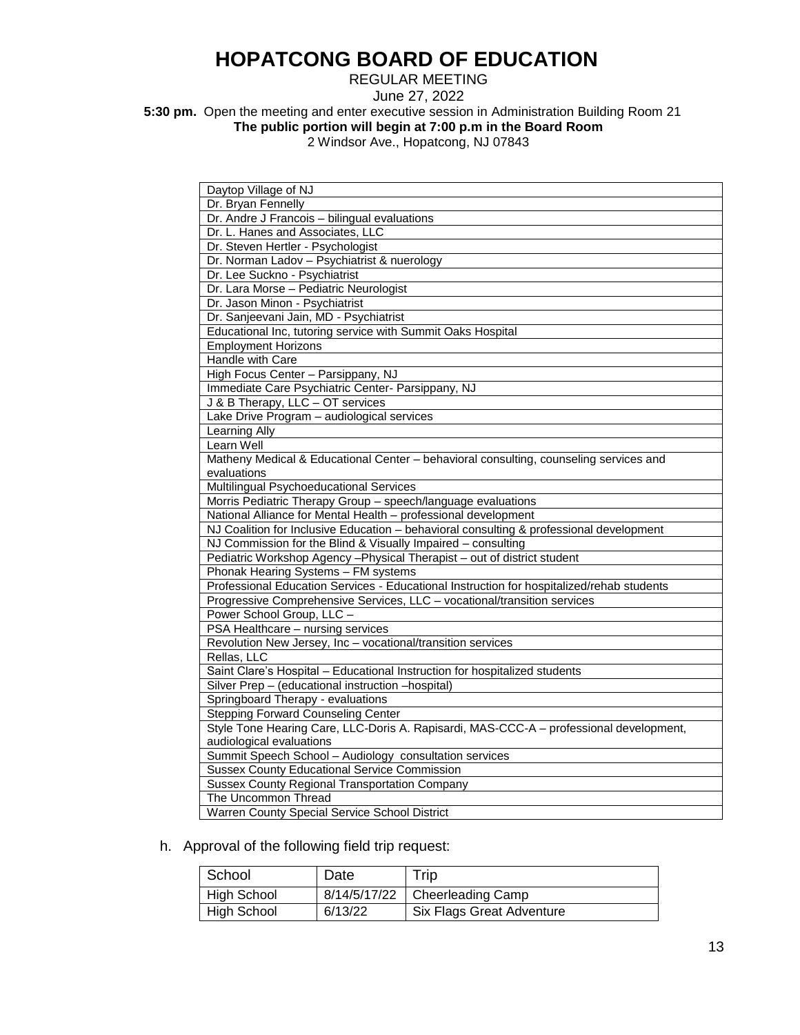# HOPATCONG BOARD OF EDUCATION

REGULAR MEETING

June 27, 2022

**5:30 pm.** Open the meeting and enter executive session in Administration Building Room 21

**The public portion will begin at 7:00 p.m in the Board Room**

2 Windsor Ave., Hopatcong, NJ 07843

| |
|---|
| Daytop Village of NJ |
| Dr. Bryan Fennelly |
| Dr. Andre J Francois – bilingual evaluations |
| Dr. L. Hanes and Associates, LLC |
| Dr. Steven Hertler - Psychologist |
| Dr. Norman Ladov – Psychiatrist & nuerology |
| Dr. Lee Suckno - Psychiatrist |
| Dr. Lara Morse – Pediatric Neurologist |
| Dr. Jason Minon - Psychiatrist |
| Dr. Sanjeevani Jain, MD - Psychiatrist |
| Educational Inc, tutoring service with Summit Oaks Hospital |
| Employment Horizons |
| Handle with Care |
| High Focus Center – Parsippany, NJ |
| Immediate Care Psychiatric Center- Parsippany, NJ |
| J & B Therapy, LLC – OT services |
| Lake Drive Program – audiological services |
| Learning Ally |
| Learn Well |
| Matheny Medical & Educational Center – behavioral consulting, counseling services and evaluations |
| Multilingual Psychoeducational Services |
| Morris Pediatric Therapy Group – speech/language evaluations |
| National Alliance for Mental Health – professional development |
| NJ Coalition for Inclusive Education – behavioral consulting & professional development |
| NJ Commission for the Blind & Visually Impaired – consulting |
| Pediatric Workshop Agency –Physical Therapist – out of district student |
| Phonak Hearing Systems – FM systems |
| Professional Education Services - Educational Instruction for hospitalized/rehab students |
| Progressive Comprehensive Services, LLC – vocational/transition services |
| Power School Group, LLC – |
| PSA Healthcare – nursing services |
| Revolution New Jersey, Inc – vocational/transition services |
| Rellas, LLC |
| Saint Clare's Hospital – Educational Instruction for hospitalized students |
| Silver Prep – (educational instruction –hospital) |
| Springboard Therapy - evaluations |
| Stepping Forward Counseling Center |
| Style Tone Hearing Care, LLC-Doris A. Rapisardi, MAS-CCC-A – professional development, audiological evaluations |
| Summit Speech School – Audiology consultation services |
| Sussex County Educational Service Commission |
| Sussex County Regional Transportation Company |
| The Uncommon Thread |
| Warren County Special Service School District |

h. Approval of the following field trip request:

| School | Date | Trip |
|---|---|---|
| High School | 8/14/5/17/22 | Cheerleading Camp |
| High School | 6/13/22 | Six Flags Great Adventure |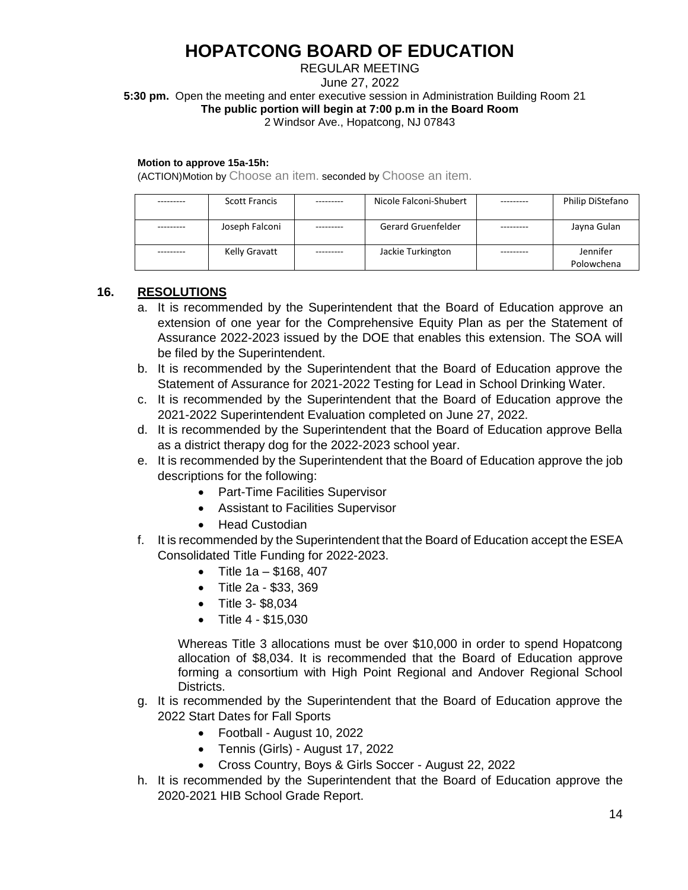# HOPATCONG BOARD OF EDUCATION

REGULAR MEETING
June 27, 2022

**5:30 pm.** Open the meeting and enter executive session in Administration Building Room 21
**The public portion will begin at 7:00 p.m in the Board Room**
2 Windsor Ave., Hopatcong, NJ 07843

**Motion to approve 15a-15h:**

(ACTION)Motion by Choose an item. seconded by Choose an item.

| | | | | | |
|---|---|---|---|---|---|
| --------- | Scott Francis | --------- | Nicole Falconi-Shubert | --------- | Philip DiStefano |
| --------- | Joseph Falconi | --------- | Gerard Gruenfelder | --------- | Jayna Gulan |
| --------- | Kelly Gravatt | --------- | Jackie Turkington | --------- | Jennifer Polowchena |

## 16. RESOLUTIONS

a. It is recommended by the Superintendent that the Board of Education approve an extension of one year for the Comprehensive Equity Plan as per the Statement of Assurance 2022-2023 issued by the DOE that enables this extension. The SOA will be filed by the Superintendent.

b. It is recommended by the Superintendent that the Board of Education approve the Statement of Assurance for 2021-2022 Testing for Lead in School Drinking Water.

c. It is recommended by the Superintendent that the Board of Education approve the 2021-2022 Superintendent Evaluation completed on June 27, 2022.

d. It is recommended by the Superintendent that the Board of Education approve Bella as a district therapy dog for the 2022-2023 school year.

e. It is recommended by the Superintendent that the Board of Education approve the job descriptions for the following:
   - Part-Time Facilities Supervisor
   - Assistant to Facilities Supervisor
   - Head Custodian

f. It is recommended by the Superintendent that the Board of Education accept the ESEA Consolidated Title Funding for 2022-2023.
   - Title 1a – $168, 407
   - Title 2a - $33, 369
   - Title 3- $8,034
   - Title 4 - $15,030

   Whereas Title 3 allocations must be over $10,000 in order to spend Hopatcong allocation of $8,034. It is recommended that the Board of Education approve forming a consortium with High Point Regional and Andover Regional School Districts.

g. It is recommended by the Superintendent that the Board of Education approve the 2022 Start Dates for Fall Sports
   - Football - August 10, 2022
   - Tennis (Girls) - August 17, 2022
   - Cross Country, Boys & Girls Soccer - August 22, 2022

h. It is recommended by the Superintendent that the Board of Education approve the 2020-2021 HIB School Grade Report.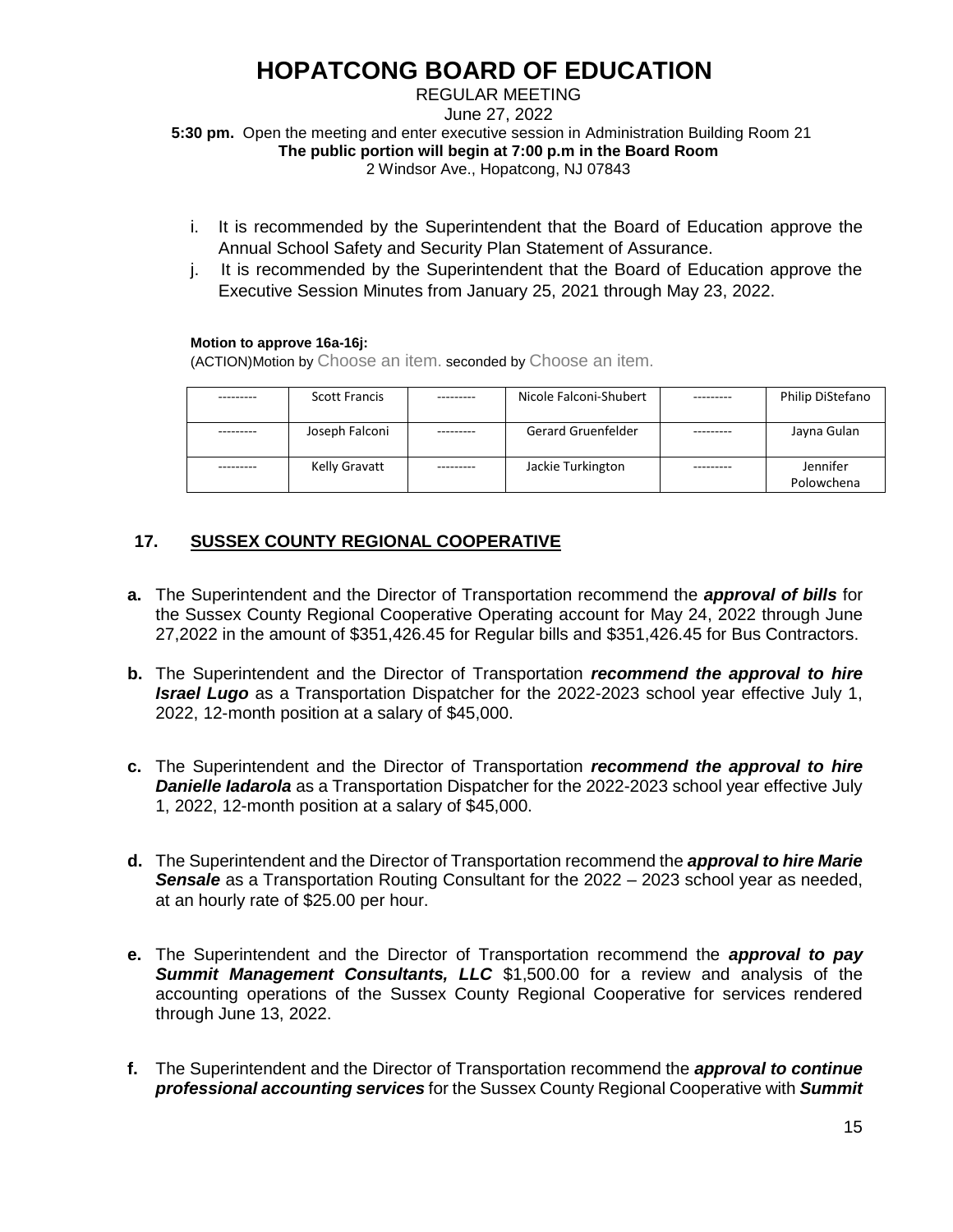# HOPATCONG BOARD OF EDUCATION

REGULAR MEETING
June 27, 2022
**5:30 pm.** Open the meeting and enter executive session in Administration Building Room 21
**The public portion will begin at 7:00 p.m in the Board Room**
2 Windsor Ave., Hopatcong, NJ 07843

i. It is recommended by the Superintendent that the Board of Education approve the Annual School Safety and Security Plan Statement of Assurance.

j. It is recommended by the Superintendent that the Board of Education approve the Executive Session Minutes from January 25, 2021 through May 23, 2022.

**Motion to approve 16a-16j:**

(ACTION)Motion by Choose an item. seconded by Choose an item.

| | | | | | |
|---|---|---|---|---|---|
| --------- | Scott Francis | --------- | Nicole Falconi-Shubert | --------- | Philip DiStefano |
| --------- | Joseph Falconi | --------- | Gerard Gruenfelder | --------- | Jayna Gulan |
| --------- | Kelly Gravatt | --------- | Jackie Turkington | --------- | Jennifer Polowchena |

## 17. SUSSEX COUNTY REGIONAL COOPERATIVE

**a.** The Superintendent and the Director of Transportation recommend the ***approval of bills*** for the Sussex County Regional Cooperative Operating account for May 24, 2022 through June 27,2022 in the amount of $351,426.45 for Regular bills and $351,426.45 for Bus Contractors.

**b.** The Superintendent and the Director of Transportation ***recommend the approval to hire Israel Lugo*** as a Transportation Dispatcher for the 2022-2023 school year effective July 1, 2022, 12-month position at a salary of $45,000.

**c.** The Superintendent and the Director of Transportation ***recommend the approval to hire Danielle Iadarola*** as a Transportation Dispatcher for the 2022-2023 school year effective July 1, 2022, 12-month position at a salary of $45,000.

**d.** The Superintendent and the Director of Transportation recommend the ***approval to hire Marie Sensale*** as a Transportation Routing Consultant for the 2022 – 2023 school year as needed, at an hourly rate of $25.00 per hour.

**e.** The Superintendent and the Director of Transportation recommend the ***approval to pay Summit Management Consultants, LLC*** $1,500.00 for a review and analysis of the accounting operations of the Sussex County Regional Cooperative for services rendered through June 13, 2022.

**f.** The Superintendent and the Director of Transportation recommend the ***approval to continue professional accounting services*** for the Sussex County Regional Cooperative with ***Summit***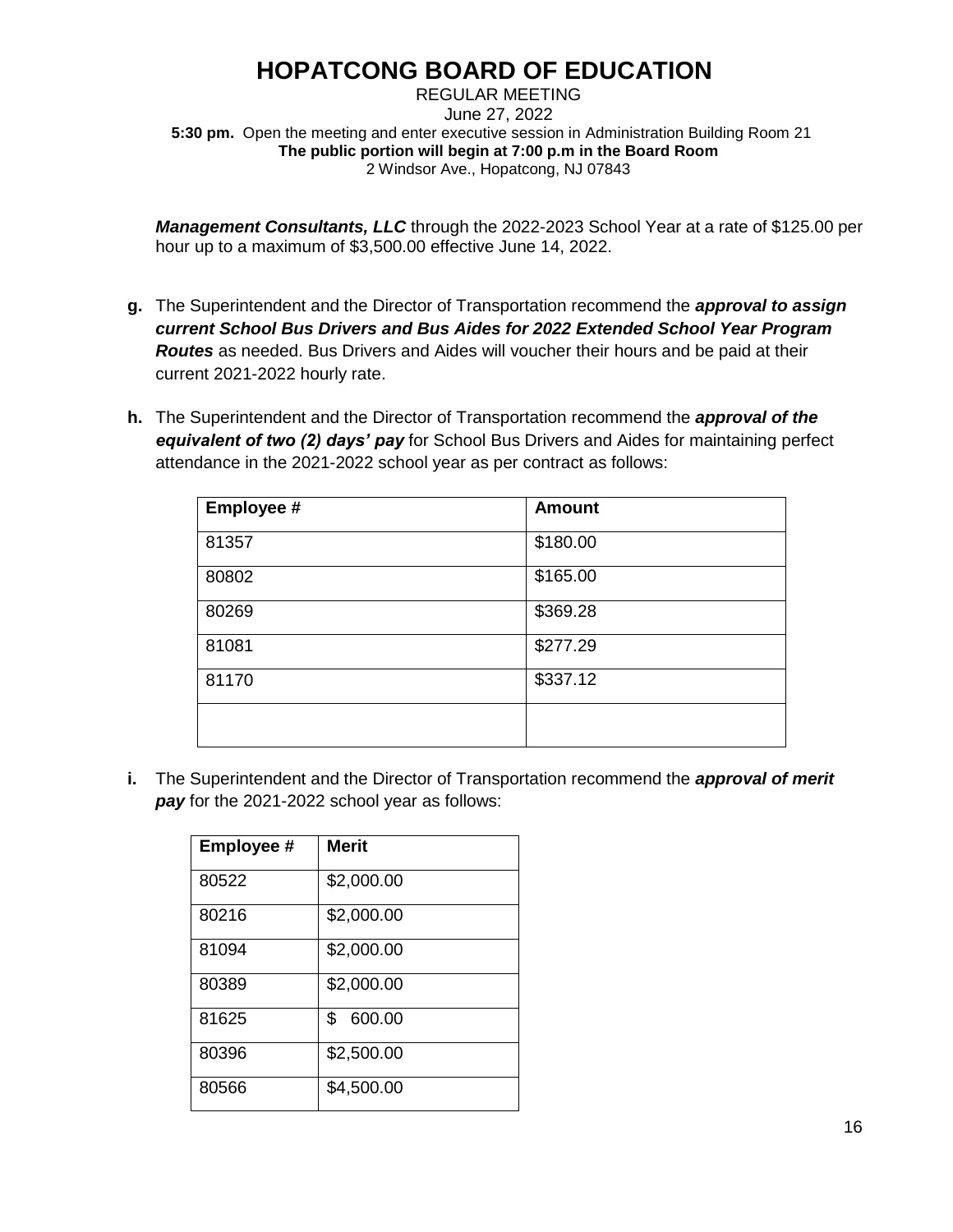# HOPATCONG BOARD OF EDUCATION

REGULAR MEETING
June 27, 2022
**5:30 pm.** Open the meeting and enter executive session in Administration Building Room 21
**The public portion will begin at 7:00 p.m in the Board Room**
2 Windsor Ave., Hopatcong, NJ 07843

***Management Consultants, LLC*** through the 2022-2023 School Year at a rate of $125.00 per hour up to a maximum of $3,500.00 effective June 14, 2022.

**g.** The Superintendent and the Director of Transportation recommend the ***approval to assign current School Bus Drivers and Bus Aides for 2022 Extended School Year Program Routes*** as needed. Bus Drivers and Aides will voucher their hours and be paid at their current 2021-2022 hourly rate.

**h.** The Superintendent and the Director of Transportation recommend the ***approval of the equivalent of two (2) days' pay*** for School Bus Drivers and Aides for maintaining perfect attendance in the 2021-2022 school year as per contract as follows:

| Employee # | Amount |
|---|---|
| 81357 | $180.00 |
| 80802 | $165.00 |
| 80269 | $369.28 |
| 81081 | $277.29 |
| 81170 | $337.12 |
| | |

**i.** The Superintendent and the Director of Transportation recommend the ***approval of merit pay*** for the 2021-2022 school year as follows:

| Employee # | Merit |
|---|---|
| 80522 | $2,000.00 |
| 80216 | $2,000.00 |
| 81094 | $2,000.00 |
| 80389 | $2,000.00 |
| 81625 | $ 600.00 |
| 80396 | $2,500.00 |
| 80566 | $4,500.00 |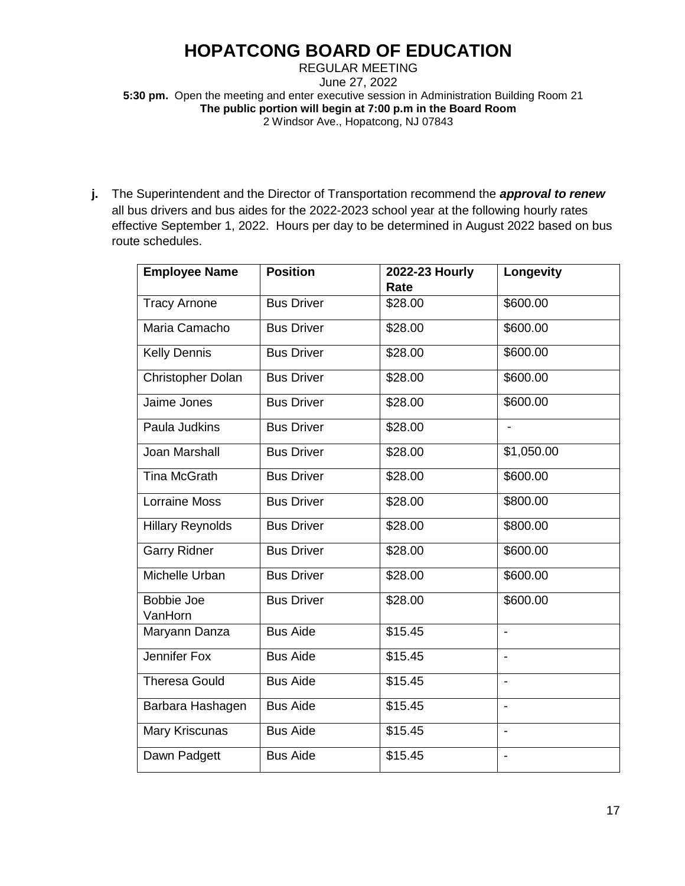# HOPATCONG BOARD OF EDUCATION

REGULAR MEETING
June 27, 2022
**5:30 pm.** Open the meeting and enter executive session in Administration Building Room 21
**The public portion will begin at 7:00 p.m in the Board Room**
2 Windsor Ave., Hopatcong, NJ 07843

**j.** The Superintendent and the Director of Transportation recommend the ***approval to renew*** all bus drivers and bus aides for the 2022-2023 school year at the following hourly rates effective September 1, 2022. Hours per day to be determined in August 2022 based on bus route schedules.

| Employee Name | Position | 2022-23 Hourly Rate | Longevity |
|---|---|---|---|
| Tracy Arnone | Bus Driver | $28.00 | $600.00 |
| Maria Camacho | Bus Driver | $28.00 | $600.00 |
| Kelly Dennis | Bus Driver | $28.00 | $600.00 |
| Christopher Dolan | Bus Driver | $28.00 | $600.00 |
| Jaime Jones | Bus Driver | $28.00 | $600.00 |
| Paula Judkins | Bus Driver | $28.00 | - |
| Joan Marshall | Bus Driver | $28.00 | $1,050.00 |
| Tina McGrath | Bus Driver | $28.00 | $600.00 |
| Lorraine Moss | Bus Driver | $28.00 | $800.00 |
| Hillary Reynolds | Bus Driver | $28.00 | $800.00 |
| Garry Ridner | Bus Driver | $28.00 | $600.00 |
| Michelle Urban | Bus Driver | $28.00 | $600.00 |
| Bobbie Joe VanHorn | Bus Driver | $28.00 | $600.00 |
| Maryann Danza | Bus Aide | $15.45 | - |
| Jennifer Fox | Bus Aide | $15.45 | - |
| Theresa Gould | Bus Aide | $15.45 | - |
| Barbara Hashagen | Bus Aide | $15.45 | - |
| Mary Kriscunas | Bus Aide | $15.45 | - |
| Dawn Padgett | Bus Aide | $15.45 | - |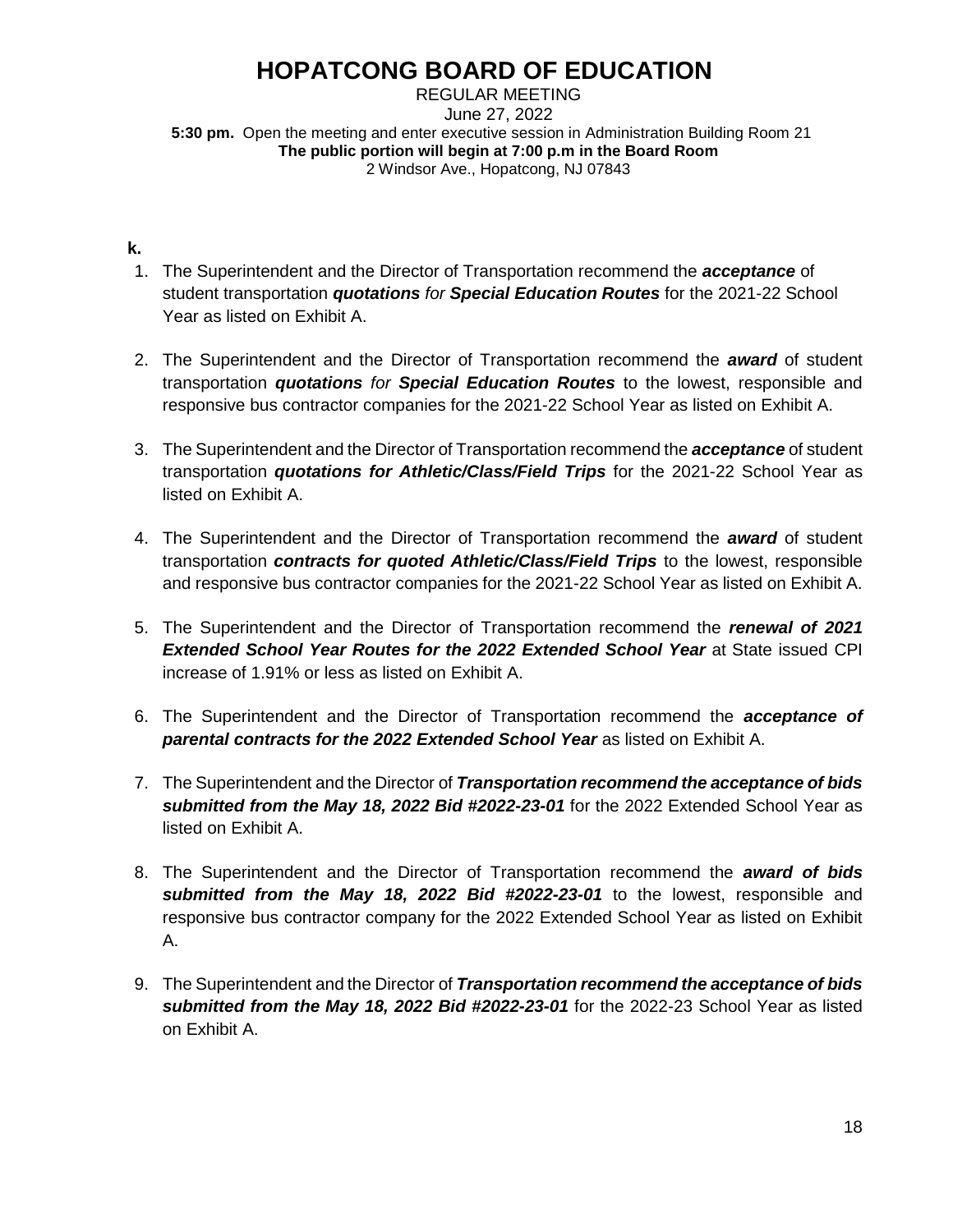# HOPATCONG BOARD OF EDUCATION

REGULAR MEETING
June 27, 2022
**5:30 pm.** Open the meeting and enter executive session in Administration Building Room 21
**The public portion will begin at 7:00 p.m in the Board Room**
2 Windsor Ave., Hopatcong, NJ 07843

**k.**

1. The Superintendent and the Director of Transportation recommend the ***acceptance*** of student transportation ***quotations*** *for* ***Special Education Routes*** for the 2021-22 School Year as listed on Exhibit A.

2. The Superintendent and the Director of Transportation recommend the ***award*** of student transportation ***quotations*** *for* ***Special Education Routes*** to the lowest, responsible and responsive bus contractor companies for the 2021-22 School Year as listed on Exhibit A.

3. The Superintendent and the Director of Transportation recommend the ***acceptance*** of student transportation ***quotations for Athletic/Class/Field Trips*** for the 2021-22 School Year as listed on Exhibit A.

4. The Superintendent and the Director of Transportation recommend the ***award*** of student transportation ***contracts for quoted Athletic/Class/Field Trips*** to the lowest, responsible and responsive bus contractor companies for the 2021-22 School Year as listed on Exhibit A.

5. The Superintendent and the Director of Transportation recommend the ***renewal of 2021 Extended School Year Routes for the 2022 Extended School Year*** at State issued CPI increase of 1.91% or less as listed on Exhibit A.

6. The Superintendent and the Director of Transportation recommend the ***acceptance of parental contracts for the 2022 Extended School Year*** as listed on Exhibit A.

7. The Superintendent and the Director of ***Transportation recommend the acceptance of bids submitted from the May 18, 2022 Bid #2022-23-01*** for the 2022 Extended School Year as listed on Exhibit A.

8. The Superintendent and the Director of Transportation recommend the ***award of bids submitted from the May 18, 2022 Bid #2022-23-01*** to the lowest, responsible and responsive bus contractor company for the 2022 Extended School Year as listed on Exhibit A.

9. The Superintendent and the Director of ***Transportation recommend the acceptance of bids submitted from the May 18, 2022 Bid #2022-23-01*** for the 2022-23 School Year as listed on Exhibit A.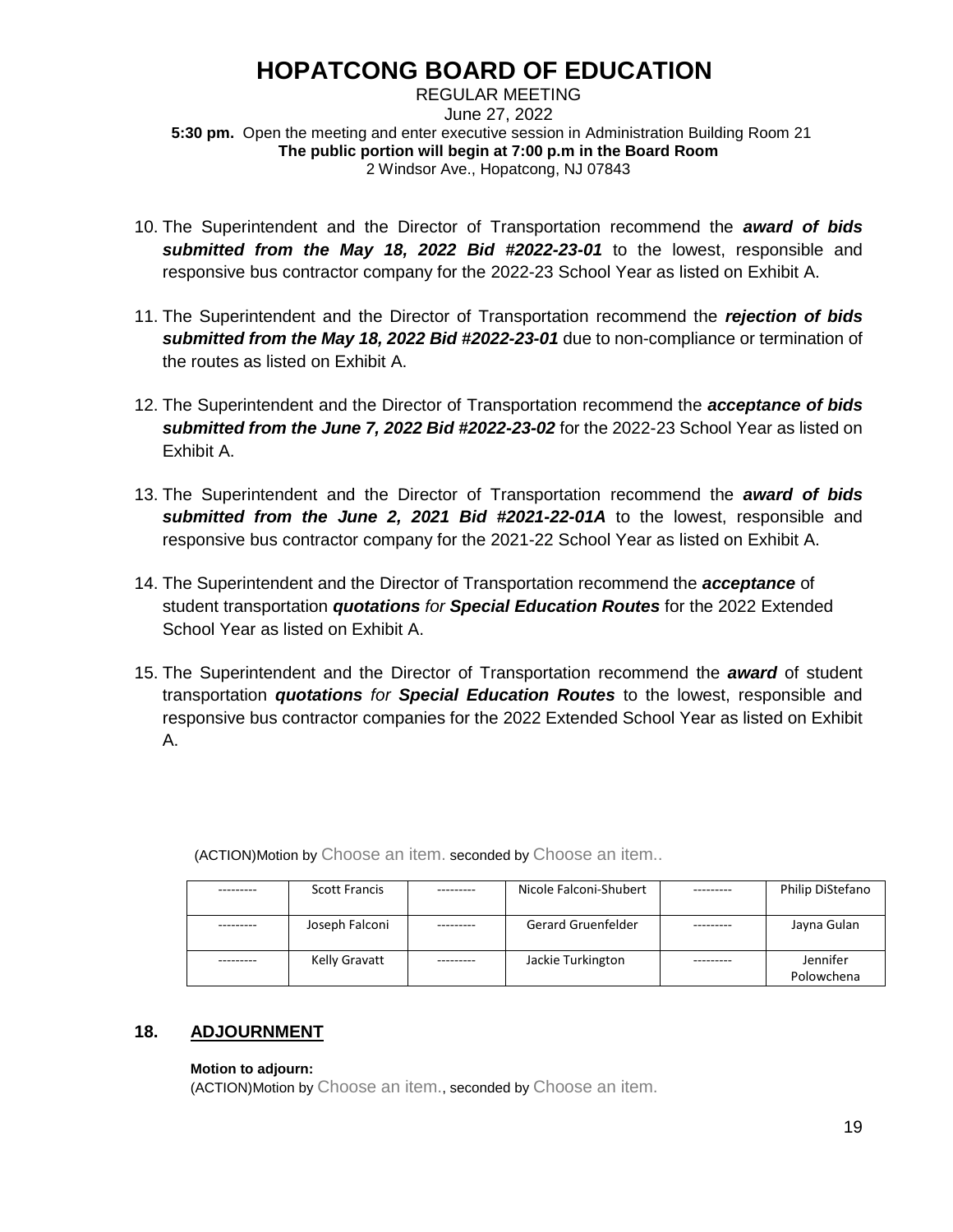# HOPATCONG BOARD OF EDUCATION

REGULAR MEETING
June 27, 2022
**5:30 pm.** Open the meeting and enter executive session in Administration Building Room 21
**The public portion will begin at 7:00 p.m in the Board Room**
2 Windsor Ave., Hopatcong, NJ 07843

10. The Superintendent and the Director of Transportation recommend the ***award of bids submitted from the May 18, 2022 Bid #2022-23-01*** to the lowest, responsible and responsive bus contractor company for the 2022-23 School Year as listed on Exhibit A.

11. The Superintendent and the Director of Transportation recommend the ***rejection of bids submitted from the May 18, 2022 Bid #2022-23-01*** due to non-compliance or termination of the routes as listed on Exhibit A.

12. The Superintendent and the Director of Transportation recommend the ***acceptance of bids submitted from the June 7, 2022 Bid #2022-23-02*** for the 2022-23 School Year as listed on Exhibit A.

13. The Superintendent and the Director of Transportation recommend the ***award of bids submitted from the June 2, 2021 Bid #2021-22-01A*** to the lowest, responsible and responsive bus contractor company for the 2021-22 School Year as listed on Exhibit A.

14. The Superintendent and the Director of Transportation recommend the ***acceptance*** of student transportation ***quotations*** *for* ***Special Education Routes*** for the 2022 Extended School Year as listed on Exhibit A.

15. The Superintendent and the Director of Transportation recommend the ***award*** of student transportation ***quotations*** *for* ***Special Education Routes*** to the lowest, responsible and responsive bus contractor companies for the 2022 Extended School Year as listed on Exhibit A.

(ACTION)Motion by Choose an item. seconded by Choose an item..

| | | | | | |
|---|---|---|---|---|---|
| --------- | Scott Francis | --------- | Nicole Falconi-Shubert | --------- | Philip DiStefano |
| --------- | Joseph Falconi | --------- | Gerard Gruenfelder | --------- | Jayna Gulan |
| --------- | Kelly Gravatt | --------- | Jackie Turkington | --------- | Jennifer Polowchena |

## 18. ADJOURNMENT

**Motion to adjourn:**
(ACTION)Motion by Choose an item., seconded by Choose an item.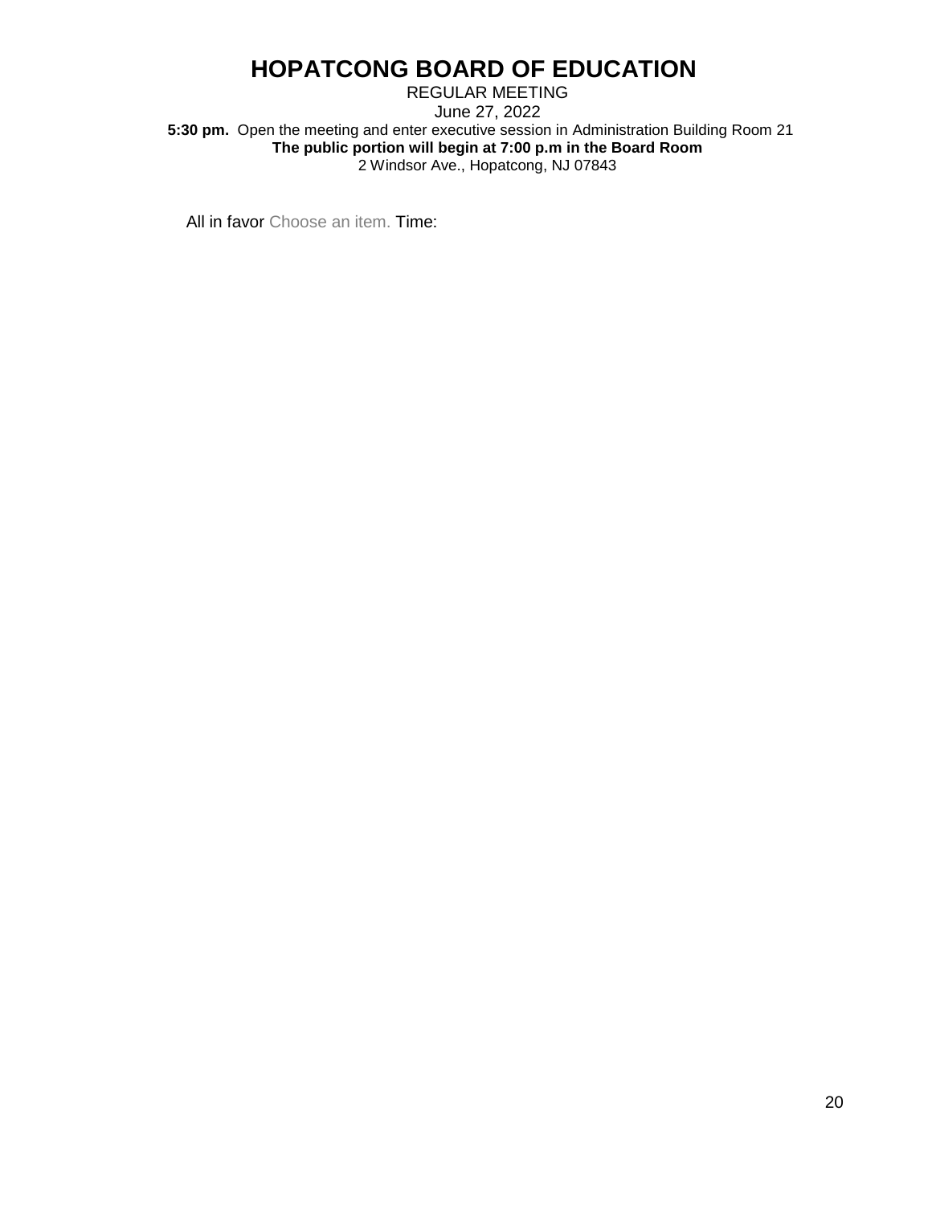# HOPATCONG BOARD OF EDUCATION

REGULAR MEETING

June 27, 2022

**5:30 pm.** Open the meeting and enter executive session in Administration Building Room 21

**The public portion will begin at 7:00 p.m in the Board Room**

2 Windsor Ave., Hopatcong, NJ 07843

All in favor Choose an item. Time: